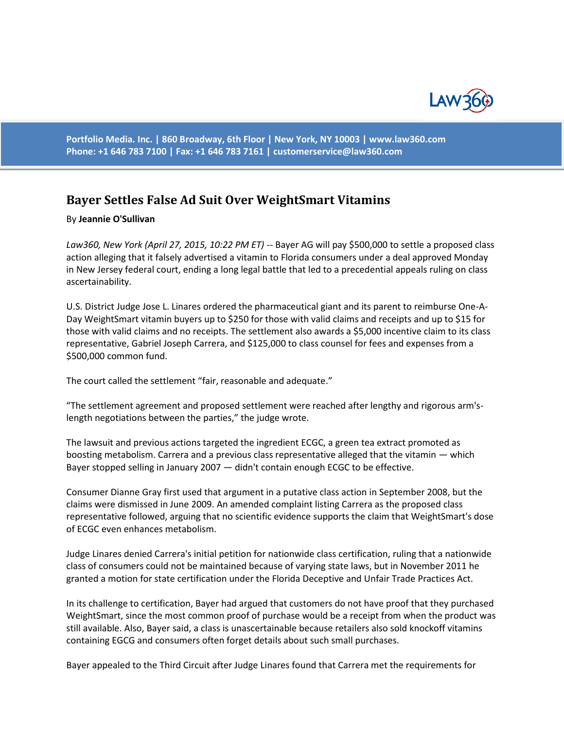# Bayer Settles False Ad Suit Over WeightSmart Vitamins

By **Jeannie O'Sullivan**

*Law360, New York (April 27, 2015, 10:22 PM ET)* -- Bayer AG will pay $500,000 to settle a proposed class action alleging that it falsely advertised a vitamin to Florida consumers under a deal approved Monday in New Jersey federal court, ending a long legal battle that led to a precedential appeals ruling on class ascertainability.

U.S. District Judge Jose L. Linares ordered the pharmaceutical giant and its parent to reimburse One-A-Day WeightSmart vitamin buyers up to $250 for those with valid claims and receipts and up to $15 for those with valid claims and no receipts. The settlement also awards a $5,000 incentive claim to its class representative, Gabriel Joseph Carrera, and $125,000 to class counsel for fees and expenses from a $500,000 common fund.

The court called the settlement "fair, reasonable and adequate."

"The settlement agreement and proposed settlement were reached after lengthy and rigorous arm's-length negotiations between the parties," the judge wrote.

The lawsuit and previous actions targeted the ingredient ECGC, a green tea extract promoted as boosting metabolism. Carrera and a previous class representative alleged that the vitamin — which Bayer stopped selling in January 2007 — didn't contain enough ECGC to be effective.

Consumer Dianne Gray first used that argument in a putative class action in September 2008, but the claims were dismissed in June 2009. An amended complaint listing Carrera as the proposed class representative followed, arguing that no scientific evidence supports the claim that WeightSmart's dose of ECGC even enhances metabolism.

Judge Linares denied Carrera's initial petition for nationwide class certification, ruling that a nationwide class of consumers could not be maintained because of varying state laws, but in November 2011 he granted a motion for state certification under the Florida Deceptive and Unfair Trade Practices Act.

In its challenge to certification, Bayer had argued that customers do not have proof that they purchased WeightSmart, since the most common proof of purchase would be a receipt from when the product was still available. Also, Bayer said, a class is unascertainable because retailers also sold knockoff vitamins containing EGCG and consumers often forget details about such small purchases.

Bayer appealed to the Third Circuit after Judge Linares found that Carrera met the requirements for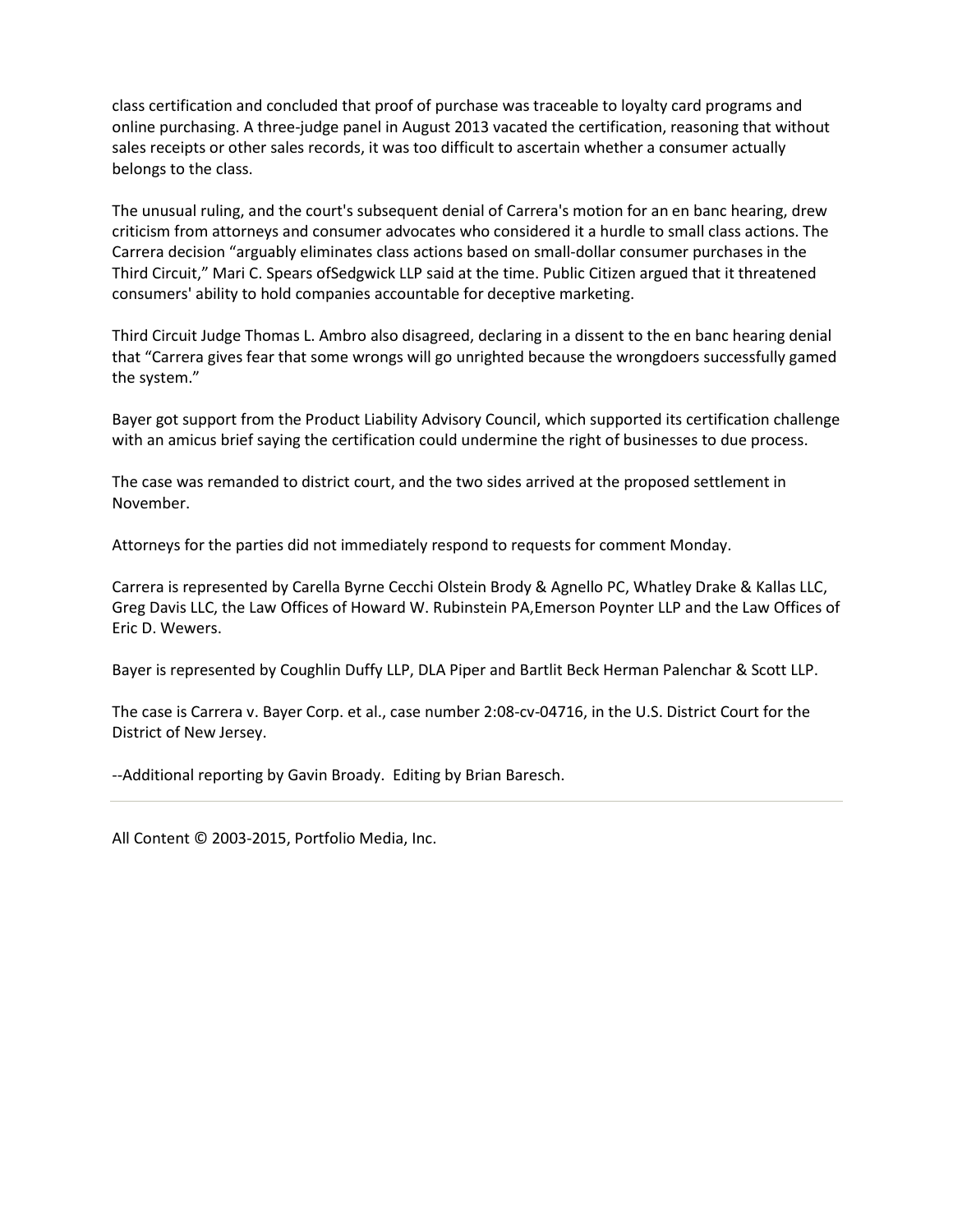class certification and concluded that proof of purchase was traceable to loyalty card programs and online purchasing. A three-judge panel in August 2013 vacated the certification, reasoning that without sales receipts or other sales records, it was too difficult to ascertain whether a consumer actually belongs to the class.

The unusual ruling, and the court's subsequent denial of Carrera's motion for an en banc hearing, drew criticism from attorneys and consumer advocates who considered it a hurdle to small class actions. The Carrera decision "arguably eliminates class actions based on small-dollar consumer purchases in the Third Circuit," Mari C. Spears ofSedgwick LLP said at the time. Public Citizen argued that it threatened consumers' ability to hold companies accountable for deceptive marketing.

Third Circuit Judge Thomas L. Ambro also disagreed, declaring in a dissent to the en banc hearing denial that "Carrera gives fear that some wrongs will go unrighted because the wrongdoers successfully gamed the system."

Bayer got support from the Product Liability Advisory Council, which supported its certification challenge with an amicus brief saying the certification could undermine the right of businesses to due process.

The case was remanded to district court, and the two sides arrived at the proposed settlement in November.

Attorneys for the parties did not immediately respond to requests for comment Monday.

Carrera is represented by Carella Byrne Cecchi Olstein Brody & Agnello PC, Whatley Drake & Kallas LLC, Greg Davis LLC, the Law Offices of Howard W. Rubinstein PA,Emerson Poynter LLP and the Law Offices of Eric D. Wewers.

Bayer is represented by Coughlin Duffy LLP, DLA Piper and Bartlit Beck Herman Palenchar & Scott LLP.

The case is Carrera v. Bayer Corp. et al., case number 2:08-cv-04716, in the U.S. District Court for the District of New Jersey.

--Additional reporting by Gavin Broady. Editing by Brian Baresch.

---

All Content © 2003-2015, Portfolio Media, Inc.